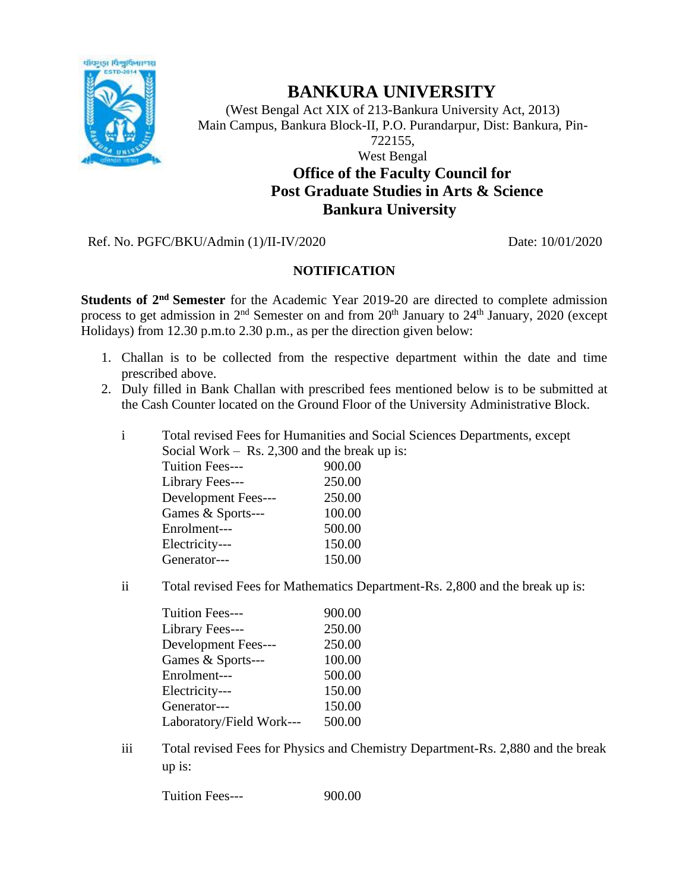# BANKURA UNIVERSITY

(West Bengal Act XIX of 213-Bankura University Act, 2013)
Main Campus, Bankura Block-II, P.O. Purandarpur, Dist: Bankura, Pin-722155,
West Bengal

## Office of the Faculty Council for Post Graduate Studies in Arts & Science Bankura University

Ref. No. PGFC/BKU/Admin (1)/II-IV/2020 Date: 10/01/2020

### NOTIFICATION

**Students of 2nd Semester** for the Academic Year 2019-20 are directed to complete admission process to get admission in 2nd Semester on and from 20th January to 24th January, 2020 (except Holidays) from 12.30 p.m.to 2.30 p.m., as per the direction given below:

1. Challan is to be collected from the respective department within the date and time prescribed above.
2. Duly filled in Bank Challan with prescribed fees mentioned below is to be submitted at the Cash Counter located on the Ground Floor of the University Administrative Block.

i Total revised Fees for Humanities and Social Sciences Departments, except Social Work – Rs. 2,300 and the break up is:

| | |
|---|---|
| Tuition Fees--- | 900.00 |
| Library Fees--- | 250.00 |
| Development Fees--- | 250.00 |
| Games & Sports--- | 100.00 |
| Enrolment--- | 500.00 |
| Electricity--- | 150.00 |
| Generator--- | 150.00 |

ii Total revised Fees for Mathematics Department-Rs. 2,800 and the break up is:

| | |
|---|---|
| Tuition Fees--- | 900.00 |
| Library Fees--- | 250.00 |
| Development Fees--- | 250.00 |
| Games & Sports--- | 100.00 |
| Enrolment--- | 500.00 |
| Electricity--- | 150.00 |
| Generator--- | 150.00 |
| Laboratory/Field Work--- | 500.00 |

iii Total revised Fees for Physics and Chemistry Department-Rs. 2,880 and the break up is:

| | |
|---|---|
| Tuition Fees--- | 900.00 |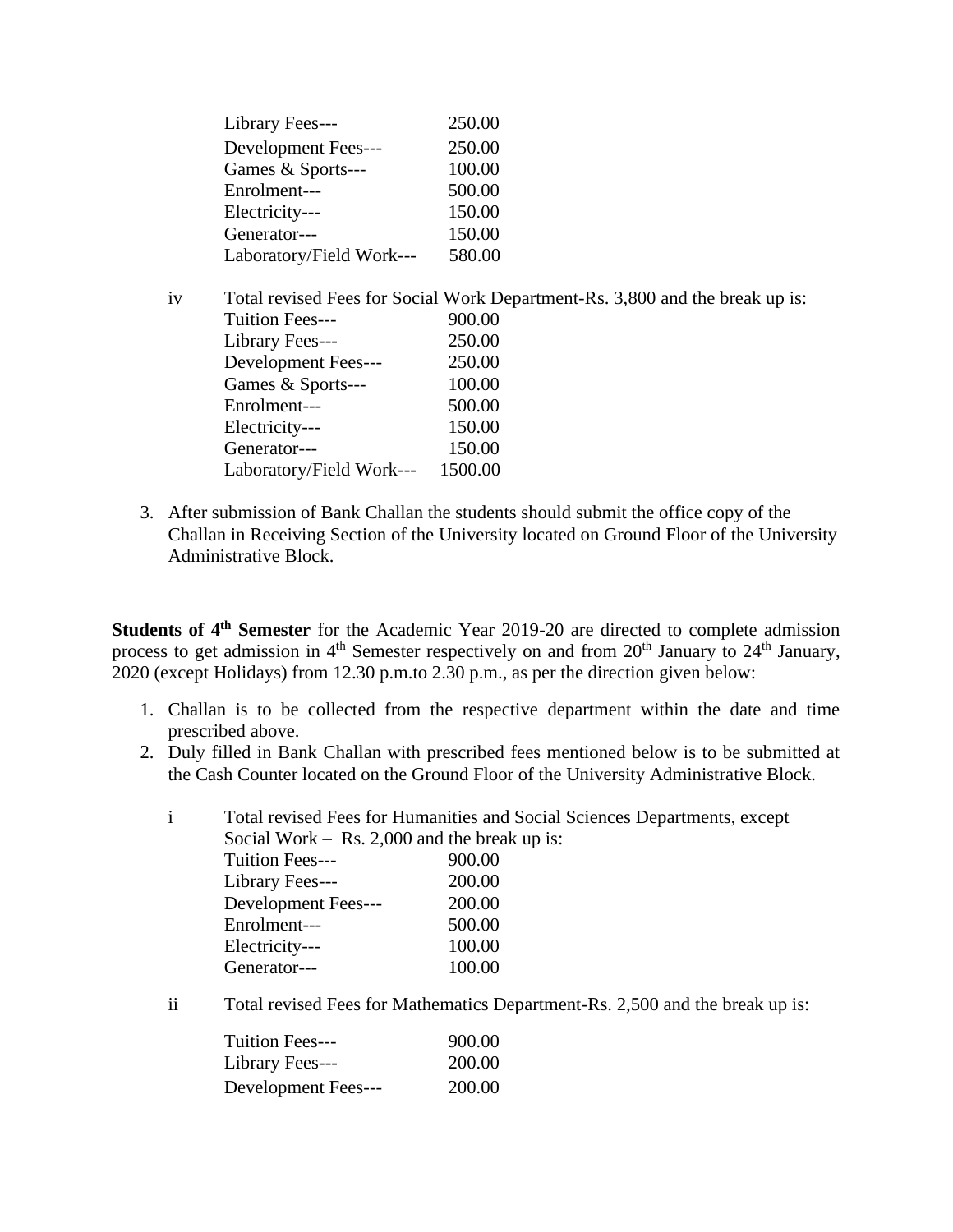| | |
|---|---|
| Library Fees--- | 250.00 |
| Development Fees--- | 250.00 |
| Games & Sports--- | 100.00 |
| Enrolment--- | 500.00 |
| Electricity--- | 150.00 |
| Generator--- | 150.00 |
| Laboratory/Field Work--- | 580.00 |

iv Total revised Fees for Social Work Department-Rs. 3,800 and the break up is:

| | |
|---|---|
| Tuition Fees--- | 900.00 |
| Library Fees--- | 250.00 |
| Development Fees--- | 250.00 |
| Games & Sports--- | 100.00 |
| Enrolment--- | 500.00 |
| Electricity--- | 150.00 |
| Generator--- | 150.00 |
| Laboratory/Field Work--- | 1500.00 |

3. After submission of Bank Challan the students should submit the office copy of the Challan in Receiving Section of the University located on Ground Floor of the University Administrative Block.

**Students of 4th Semester** for the Academic Year 2019-20 are directed to complete admission process to get admission in 4th Semester respectively on and from 20th January to 24th January, 2020 (except Holidays) from 12.30 p.m.to 2.30 p.m., as per the direction given below:

1. Challan is to be collected from the respective department within the date and time prescribed above.
2. Duly filled in Bank Challan with prescribed fees mentioned below is to be submitted at the Cash Counter located on the Ground Floor of the University Administrative Block.

i Total revised Fees for Humanities and Social Sciences Departments, except Social Work – Rs. 2,000 and the break up is:

| | |
|---|---|
| Tuition Fees--- | 900.00 |
| Library Fees--- | 200.00 |
| Development Fees--- | 200.00 |
| Enrolment--- | 500.00 |
| Electricity--- | 100.00 |
| Generator--- | 100.00 |

ii Total revised Fees for Mathematics Department-Rs. 2,500 and the break up is:

| | |
|---|---|
| Tuition Fees--- | 900.00 |
| Library Fees--- | 200.00 |
| Development Fees--- | 200.00 |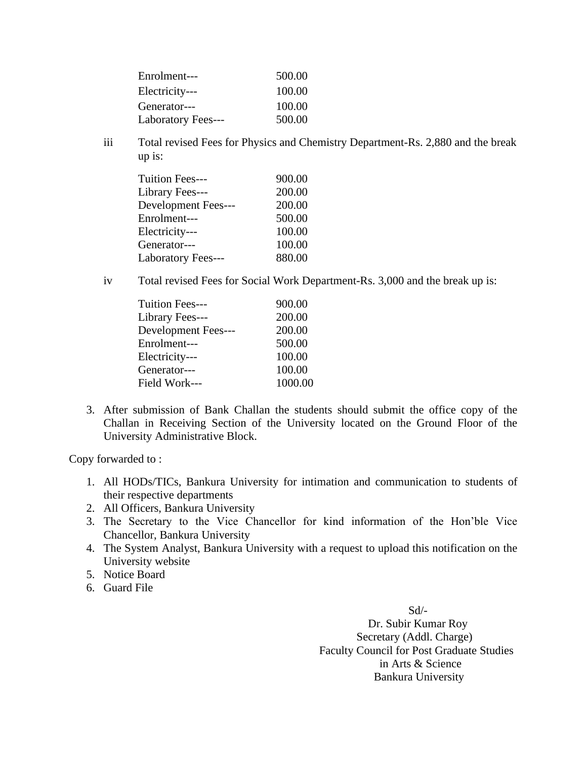| | |
|---|---|
| Enrolment--- | 500.00 |
| Electricity--- | 100.00 |
| Generator--- | 100.00 |
| Laboratory Fees--- | 500.00 |

iii Total revised Fees for Physics and Chemistry Department-Rs. 2,880 and the break up is:

| | |
|---|---|
| Tuition Fees--- | 900.00 |
| Library Fees--- | 200.00 |
| Development Fees--- | 200.00 |
| Enrolment--- | 500.00 |
| Electricity--- | 100.00 |
| Generator--- | 100.00 |
| Laboratory Fees--- | 880.00 |

iv Total revised Fees for Social Work Department-Rs. 3,000 and the break up is:

| | |
|---|---|
| Tuition Fees--- | 900.00 |
| Library Fees--- | 200.00 |
| Development Fees--- | 200.00 |
| Enrolment--- | 500.00 |
| Electricity--- | 100.00 |
| Generator--- | 100.00 |
| Field Work--- | 1000.00 |

3. After submission of Bank Challan the students should submit the office copy of the Challan in Receiving Section of the University located on the Ground Floor of the University Administrative Block.

Copy forwarded to :

1. All HODs/TICs, Bankura University for intimation and communication to students of their respective departments
2. All Officers, Bankura University
3. The Secretary to the Vice Chancellor for kind information of the Hon'ble Vice Chancellor, Bankura University
4. The System Analyst, Bankura University with a request to upload this notification on the University website
5. Notice Board
6. Guard File

Sd/-
Dr. Subir Kumar Roy
Secretary (Addl. Charge)
Faculty Council for Post Graduate Studies
in Arts & Science
Bankura University